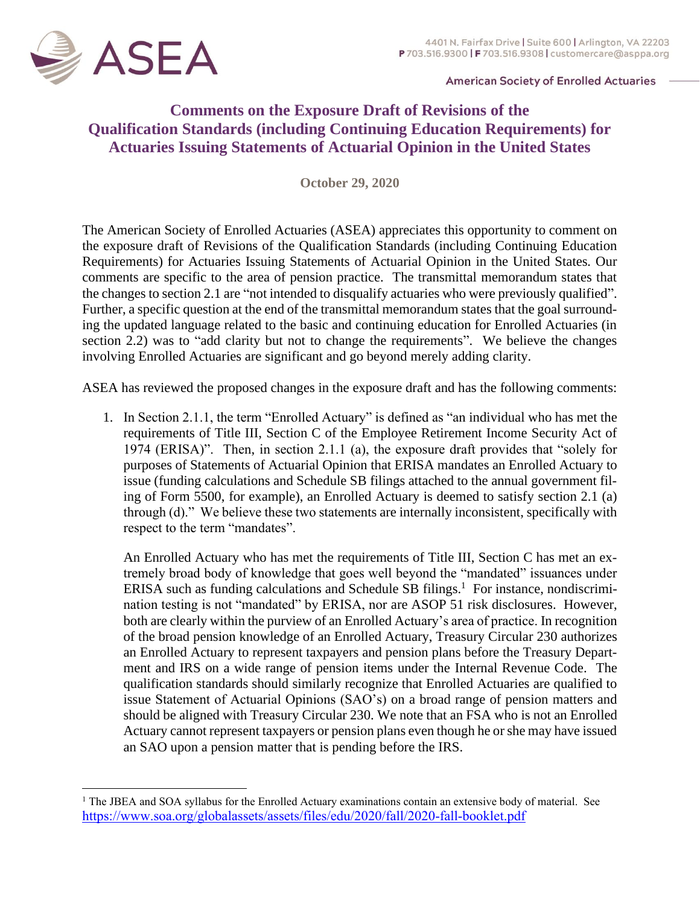ASEA

4401 N. Fairfax Drive | Suite 600 | Arlington, VA 22203
P 703.516.9300 | F 703.516.9308 | customercare@asppa.org

American Society of Enrolled Actuaries

# Comments on the Exposure Draft of Revisions of the Qualification Standards (including Continuing Education Requirements) for Actuaries Issuing Statements of Actuarial Opinion in the United States

**October 29, 2020**

The American Society of Enrolled Actuaries (ASEA) appreciates this opportunity to comment on the exposure draft of Revisions of the Qualification Standards (including Continuing Education Requirements) for Actuaries Issuing Statements of Actuarial Opinion in the United States. Our comments are specific to the area of pension practice. The transmittal memorandum states that the changes to section 2.1 are "not intended to disqualify actuaries who were previously qualified". Further, a specific question at the end of the transmittal memorandum states that the goal surrounding the updated language related to the basic and continuing education for Enrolled Actuaries (in section 2.2) was to "add clarity but not to change the requirements". We believe the changes involving Enrolled Actuaries are significant and go beyond merely adding clarity.

ASEA has reviewed the proposed changes in the exposure draft and has the following comments:

1. In Section 2.1.1, the term "Enrolled Actuary" is defined as "an individual who has met the requirements of Title III, Section C of the Employee Retirement Income Security Act of 1974 (ERISA)". Then, in section 2.1.1 (a), the exposure draft provides that "solely for purposes of Statements of Actuarial Opinion that ERISA mandates an Enrolled Actuary to issue (funding calculations and Schedule SB filings attached to the annual government filing of Form 5500, for example), an Enrolled Actuary is deemed to satisfy section 2.1 (a) through (d)." We believe these two statements are internally inconsistent, specifically with respect to the term "mandates".

   An Enrolled Actuary who has met the requirements of Title III, Section C has met an extremely broad body of knowledge that goes well beyond the "mandated" issuances under ERISA such as funding calculations and Schedule SB filings.[1] For instance, nondiscrimination testing is not "mandated" by ERISA, nor are ASOP 51 risk disclosures. However, both are clearly within the purview of an Enrolled Actuary's area of practice. In recognition of the broad pension knowledge of an Enrolled Actuary, Treasury Circular 230 authorizes an Enrolled Actuary to represent taxpayers and pension plans before the Treasury Department and IRS on a wide range of pension items under the Internal Revenue Code. The qualification standards should similarly recognize that Enrolled Actuaries are qualified to issue Statement of Actuarial Opinions (SAO's) on a broad range of pension matters and should be aligned with Treasury Circular 230. We note that an FSA who is not an Enrolled Actuary cannot represent taxpayers or pension plans even though he or she may have issued an SAO upon a pension matter that is pending before the IRS.

---

[1] The JBEA and SOA syllabus for the Enrolled Actuary examinations contain an extensive body of material. See https://www.soa.org/globalassets/assets/files/edu/2020/fall/2020-fall-booklet.pdf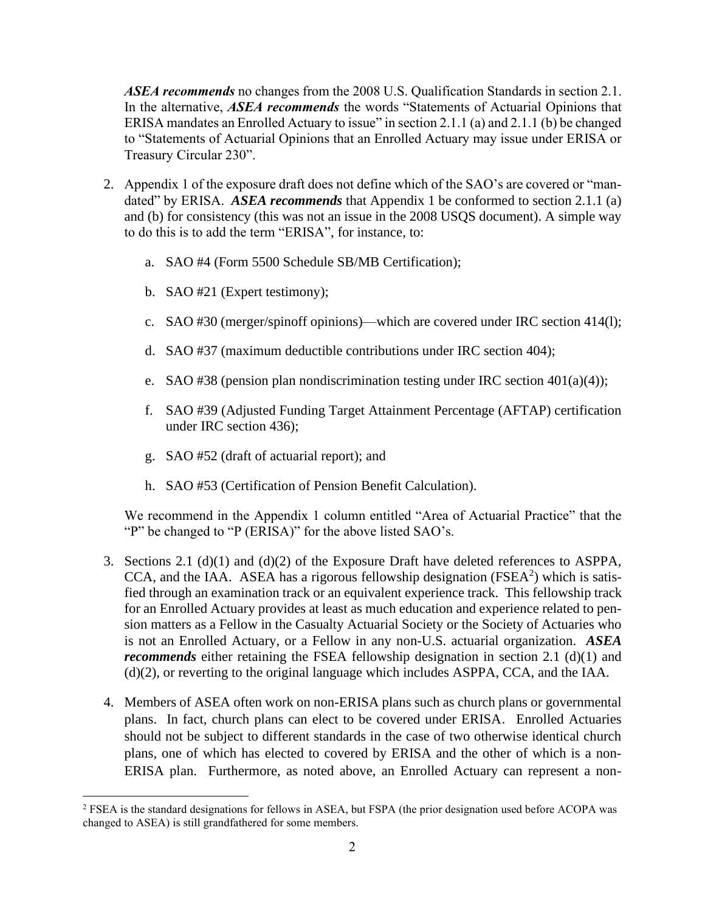***ASEA recommends*** no changes from the 2008 U.S. Qualification Standards in section 2.1. In the alternative, ***ASEA recommends*** the words "Statements of Actuarial Opinions that ERISA mandates an Enrolled Actuary to issue" in section 2.1.1 (a) and 2.1.1 (b) be changed to "Statements of Actuarial Opinions that an Enrolled Actuary may issue under ERISA or Treasury Circular 230".

2. Appendix 1 of the exposure draft does not define which of the SAO's are covered or "mandated" by ERISA. ***ASEA recommends*** that Appendix 1 be conformed to section 2.1.1 (a) and (b) for consistency (this was not an issue in the 2008 USQS document). A simple way to do this is to add the term "ERISA", for instance, to:

    a. SAO #4 (Form 5500 Schedule SB/MB Certification);

    b. SAO #21 (Expert testimony);

    c. SAO #30 (merger/spinoff opinions)—which are covered under IRC section 414(l);

    d. SAO #37 (maximum deductible contributions under IRC section 404);

    e. SAO #38 (pension plan nondiscrimination testing under IRC section 401(a)(4));

    f. SAO #39 (Adjusted Funding Target Attainment Percentage (AFTAP) certification under IRC section 436);

    g. SAO #52 (draft of actuarial report); and

    h. SAO #53 (Certification of Pension Benefit Calculation).

    We recommend in the Appendix 1 column entitled "Area of Actuarial Practice" that the "P" be changed to "P (ERISA)" for the above listed SAO's.

3. Sections 2.1 (d)(1) and (d)(2) of the Exposure Draft have deleted references to ASPPA, CCA, and the IAA. ASEA has a rigorous fellowship designation (FSEA[2]) which is satisfied through an examination track or an equivalent experience track. This fellowship track for an Enrolled Actuary provides at least as much education and experience related to pension matters as a Fellow in the Casualty Actuarial Society or the Society of Actuaries who is not an Enrolled Actuary, or a Fellow in any non-U.S. actuarial organization. ***ASEA recommends*** either retaining the FSEA fellowship designation in section 2.1 (d)(1) and (d)(2), or reverting to the original language which includes ASPPA, CCA, and the IAA.

4. Members of ASEA often work on non-ERISA plans such as church plans or governmental plans. In fact, church plans can elect to be covered under ERISA. Enrolled Actuaries should not be subject to different standards in the case of two otherwise identical church plans, one of which has elected to covered by ERISA and the other of which is a non-ERISA plan. Furthermore, as noted above, an Enrolled Actuary can represent a non-

[2] FSEA is the standard designations for fellows in ASEA, but FSPA (the prior designation used before ACOPA was changed to ASEA) is still grandfathered for some members.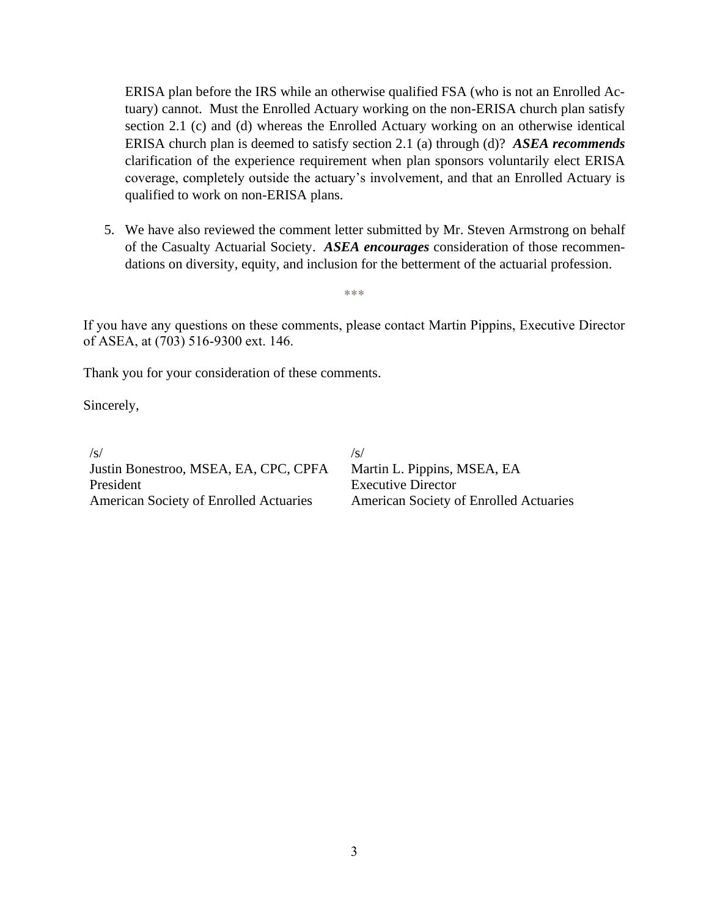ERISA plan before the IRS while an otherwise qualified FSA (who is not an Enrolled Actuary) cannot. Must the Enrolled Actuary working on the non-ERISA church plan satisfy section 2.1 (c) and (d) whereas the Enrolled Actuary working on an otherwise identical ERISA church plan is deemed to satisfy section 2.1 (a) through (d)? ***ASEA recommends*** clarification of the experience requirement when plan sponsors voluntarily elect ERISA coverage, completely outside the actuary's involvement, and that an Enrolled Actuary is qualified to work on non-ERISA plans.

5. We have also reviewed the comment letter submitted by Mr. Steven Armstrong on behalf of the Casualty Actuarial Society. ***ASEA encourages*** consideration of those recommendations on diversity, equity, and inclusion for the betterment of the actuarial profession.

***

If you have any questions on these comments, please contact Martin Pippins, Executive Director of ASEA, at (703) 516-9300 ext. 146.

Thank you for your consideration of these comments.

Sincerely,

| | |
|---|---|
| /s/ | /s/ |
| Justin Bonestroo, MSEA, EA, CPC, CPFA | Martin L. Pippins, MSEA, EA |
| President | Executive Director |
| American Society of Enrolled Actuaries | American Society of Enrolled Actuaries |